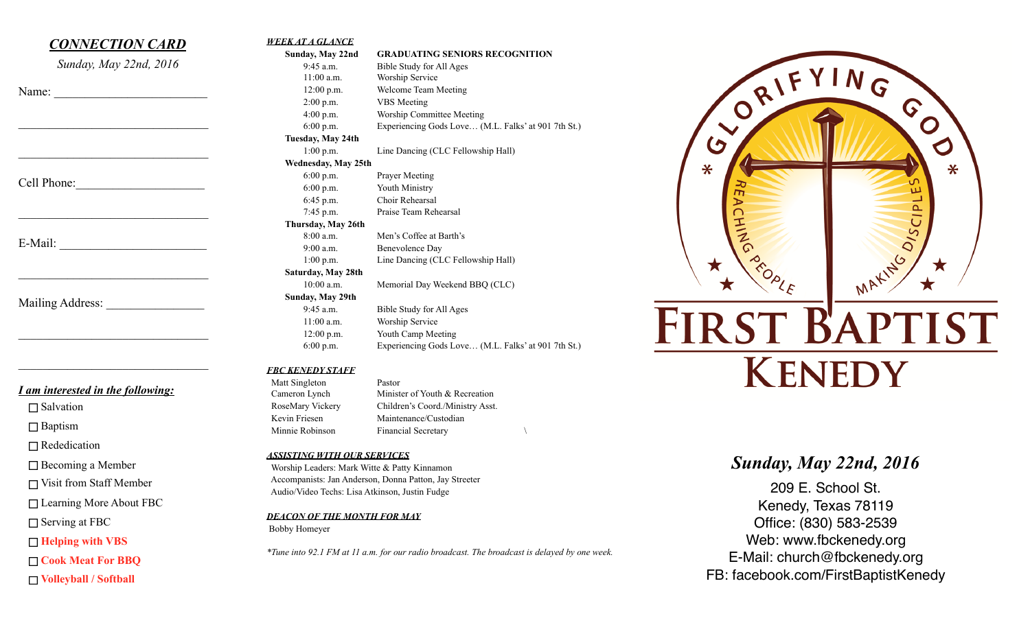## *CONNECTION CARD*

*Sunday, May 22nd, 2016*

Name: ________________________

________________________________

________________________________

Cell Phone: ____________________

________________________________

E-Mail: ________________________

________________________________

Mailing Address: _______________

________________________________

________________________________

***I am interested in the following:***

- ☐ Salvation
- ☐ Baptism
- ☐ Rededication
- ☐ Becoming a Member
- ☐ Visit from Staff Member
- ☐ Learning More About FBC
- ☐ Serving at FBC
- ☐ **Helping with VBS**
- ☐ **Cook Meat For BBQ**
- ☐ **Volleyball / Softball**

***WEEK AT A GLANCE***

| | |
|---|---|
| **Sunday, May 22nd** | **GRADUATING SENIORS RECOGNITION** |
| 9:45 a.m. | Bible Study for All Ages |
| 11:00 a.m. | Worship Service |
| 12:00 p.m. | Welcome Team Meeting |
| 2:00 p.m. | VBS Meeting |
| 4:00 p.m. | Worship Committee Meeting |
| 6:00 p.m. | Experiencing Gods Love… (M.L. Falks' at 901 7th St.) |
| **Tuesday, May 24th** | |
| 1:00 p.m. | Line Dancing (CLC Fellowship Hall) |
| **Wednesday, May 25th** | |
| 6:00 p.m. | Prayer Meeting |
| 6:00 p.m. | Youth Ministry |
| 6:45 p.m. | Choir Rehearsal |
| 7:45 p.m. | Praise Team Rehearsal |
| **Thursday, May 26th** | |
| 8:00 a.m. | Men's Coffee at Barth's |
| 9:00 a.m. | Benevolence Day |
| 1:00 p.m. | Line Dancing (CLC Fellowship Hall) |
| **Saturday, May 28th** | |
| 10:00 a.m. | Memorial Day Weekend BBQ (CLC) |
| **Sunday, May 29th** | |
| 9:45 a.m. | Bible Study for All Ages |
| 11:00 a.m. | Worship Service |
| 12:00 p.m. | Youth Camp Meeting |
| 6:00 p.m. | Experiencing Gods Love… (M.L. Falks' at 901 7th St.) |

***FBC KENEDY STAFF***

| | |
|---|---|
| Matt Singleton | Pastor |
| Cameron Lynch | Minister of Youth & Recreation |
| RoseMary Vickery | Children's Coord./Ministry Asst. |
| Kevin Friesen | Maintenance/Custodian |
| Minnie Robinson | Financial Secretary |

***ASSISTING WITH OUR SERVICES***

Worship Leaders: Mark Witte & Patty Kinnamon
Accompanists: Jan Anderson, Donna Patton, Jay Streeter
Audio/Video Techs: Lisa Atkinson, Justin Fudge

***DEACON OF THE MONTH FOR MAY***

Bobby Homeyer

*\*Tune into 92.1 FM at 11 a.m. for our radio broadcast. The broadcast is delayed by one week.*

GLORIFYING GOD
REACHING PEOPLE MAKING DISCIPLES

# FIRST BAPTIST KENEDY

## *Sunday, May 22nd, 2016*

209 E. School St.
Kenedy, Texas 78119
Office: (830) 583-2539
Web: www.fbckenedy.org
E-Mail: church@fbckenedy.org
FB: facebook.com/FirstBaptistKenedy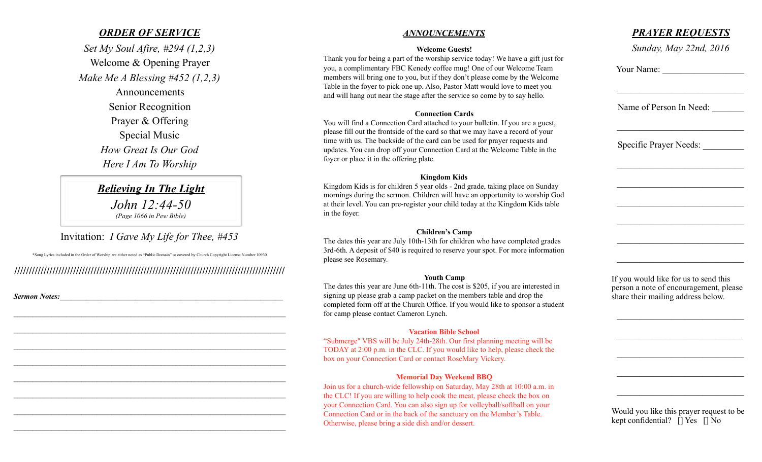## *ORDER OF SERVICE*

*Set My Soul Afire, #294 (1,2,3)*

Welcome & Opening Prayer

*Make Me A Blessing #452 (1,2,3)*

Announcements

Senior Recognition

Prayer & Offering

Special Music

*How Great Is Our God*

*Here I Am To Worship*

***Believing In The Light***

*John 12:44-50*

*(Page 1066 in Pew Bible)*

Invitation: *I Gave My Life for Thee, #453*

*Song Lyrics included in the Order of Worship are either noted as "Public Domain" or covered by Church Copyright License Number 10930

////////////////////////////////////////////////////////////////////////////////////

***Sermon Notes:*** ________________________________________________

________________________________________________________________

________________________________________________________________

________________________________________________________________

________________________________________________________________

________________________________________________________________

________________________________________________________________

________________________________________________________________

________________________________________________________________

## *ANNOUNCEMENTS*

**Welcome Guests!**

Thank you for being a part of the worship service today! We have a gift just for you, a complimentary FBC Kenedy coffee mug! One of our Welcome Team members will bring one to you, but if they don't please come by the Welcome Table in the foyer to pick one up. Also, Pastor Matt would love to meet you and will hang out near the stage after the service so come by to say hello.

**Connection Cards**

You will find a Connection Card attached to your bulletin. If you are a guest, please fill out the frontside of the card so that we may have a record of your time with us. The backside of the card can be used for prayer requests and updates. You can drop off your Connection Card at the Welcome Table in the foyer or place it in the offering plate.

**Kingdom Kids**

Kingdom Kids is for children 5 year olds - 2nd grade, taking place on Sunday mornings during the sermon. Children will have an opportunity to worship God at their level. You can pre-register your child today at the Kingdom Kids table in the foyer.

**Children's Camp**

The dates this year are July 10th-13th for children who have completed grades 3rd-6th. A deposit of $40 is required to reserve your spot. For more information please see Rosemary.

**Youth Camp**

The dates this year are June 6th-11th. The cost is $205, if you are interested in signing up please grab a camp packet on the members table and drop the completed form off at the Church Office. If you would like to sponsor a student for camp please contact Cameron Lynch.

**Vacation Bible School**

"Submerge" VBS will be July 24th-28th. Our first planning meeting will be TODAY at 2:00 p.m. in the CLC. If you would like to help, please check the box on your Connection Card or contact RoseMary Vickery.

**Memorial Day Weekend BBQ**

Join us for a church-wide fellowship on Saturday, May 28th at 10:00 a.m. in the CLC! If you are willing to help cook the meat, please check the box on your Connection Card. You can also sign up for volleyball/softball on your Connection Card or in the back of the sanctuary on the Member's Table. Otherwise, please bring a side dish and/or dessert.

## *PRAYER REQUESTS*

*Sunday, May 22nd, 2016*

Your Name: __________________

__________________________

Name of Person In Need: _______

__________________________

Specific Prayer Needs: _________

__________________________

__________________________

__________________________

__________________________

__________________________

__________________________

If you would like for us to send this person a note of encouragement, please share their mailing address below.

__________________________

__________________________

__________________________

__________________________

__________________________

Would you like this prayer request to be kept confidential? [] Yes [] No